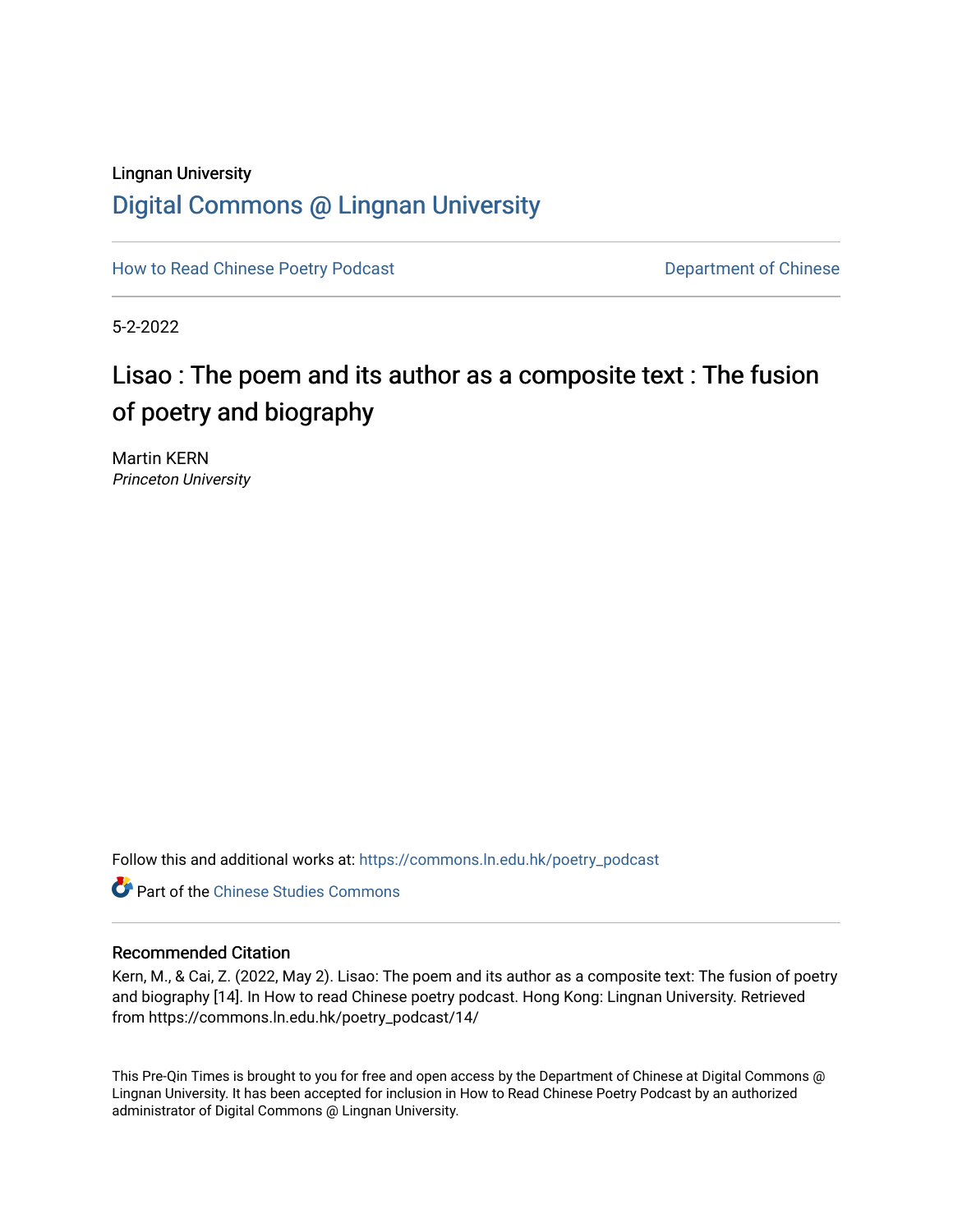Lingnan University

# Digital Commons @ Lingnan University

How to Read Chinese Poetry Podcast

Department of Chinese

5-2-2022

# Lisao : The poem and its author as a composite text : The fusion of poetry and biography

Martin KERN
*Princeton University*

Follow this and additional works at: https://commons.ln.edu.hk/poetry_podcast

Part of the Chinese Studies Commons

## Recommended Citation

Kern, M., & Cai, Z. (2022, May 2). Lisao: The poem and its author as a composite text: The fusion of poetry and biography [14]. In How to read Chinese poetry podcast. Hong Kong: Lingnan University. Retrieved from https://commons.ln.edu.hk/poetry_podcast/14/

This Pre-Qin Times is brought to you for free and open access by the Department of Chinese at Digital Commons @ Lingnan University. It has been accepted for inclusion in How to Read Chinese Poetry Podcast by an authorized administrator of Digital Commons @ Lingnan University.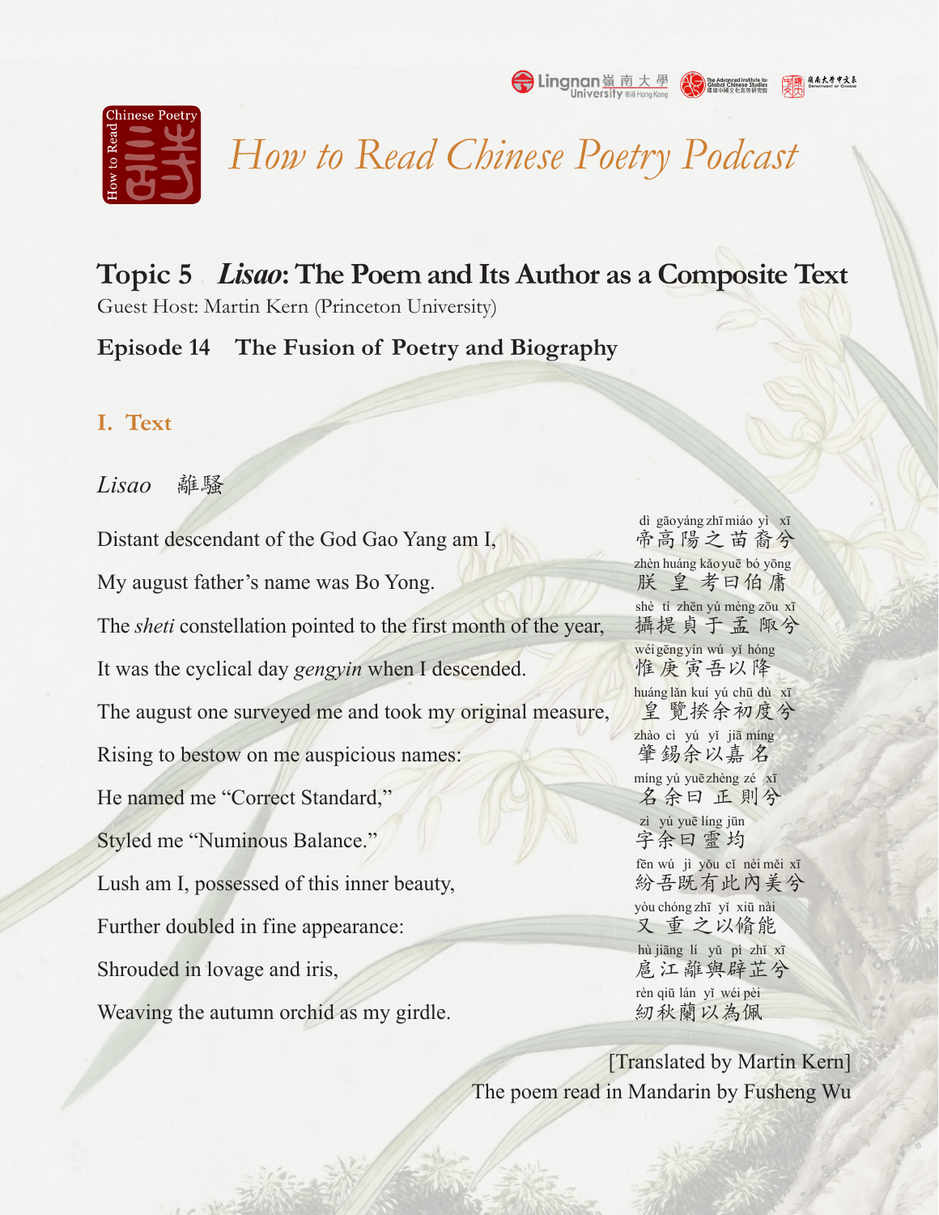# How to Read Chinese Poetry Podcast

## Topic 5 *Lisao*: The Poem and Its Author as a Composite Text

Guest Host: Martin Kern (Princeton University)

### Episode 14 The Fusion of Poetry and Biography

### I. Text

*Lisao* 離騷

| | |
|---|---|
| Distant descendant of the God Gao Yang am I, | dì gāo yáng zhī miáo yì xī<br>帝高陽之苗裔兮 |
| My august father's name was Bo Yong. | zhèn huáng kǎo yuē bó yōng<br>朕皇考曰伯庸 |
| The *sheti* constellation pointed to the first month of the year, | shè tí zhēn yú mèng zōu xī<br>攝提貞于孟陬兮 |
| It was the cyclical day *gengyin* when I descended. | wéi gēng yín wú yǐ hóng<br>惟庚寅吾以降 |
| The august one surveyed me and took my original measure, | huáng lǎn kuí yú chū dù xī<br>皇覽揆余初度兮 |
| Rising to bestow on me auspicious names: | zhào cì yú yǐ jiā míng<br>肇錫余以嘉名 |
| He named me "Correct Standard," | míng yú yuē zhèng zé xī<br>名余曰正則兮 |
| Styled me "Numinous Balance." | zì yú yuē líng jūn<br>字余曰靈均 |
| Lush am I, possessed of this inner beauty, | fēn wú jì yǒu cǐ nèi měi xī<br>紛吾既有此內美兮 |
| Further doubled in fine appearance: | yòu chóng zhī yǐ xiū nài<br>又重之以脩能 |
| Shrouded in lovage and iris, | hù jiāng lí yǔ pì zhǐ xī<br>扈江離與辟芷兮 |
| Weaving the autumn orchid as my girdle. | rèn qiū lán yǐ wéi pèi<br>紉秋蘭以為佩 |

[Translated by Martin Kern]

The poem read in Mandarin by Fusheng Wu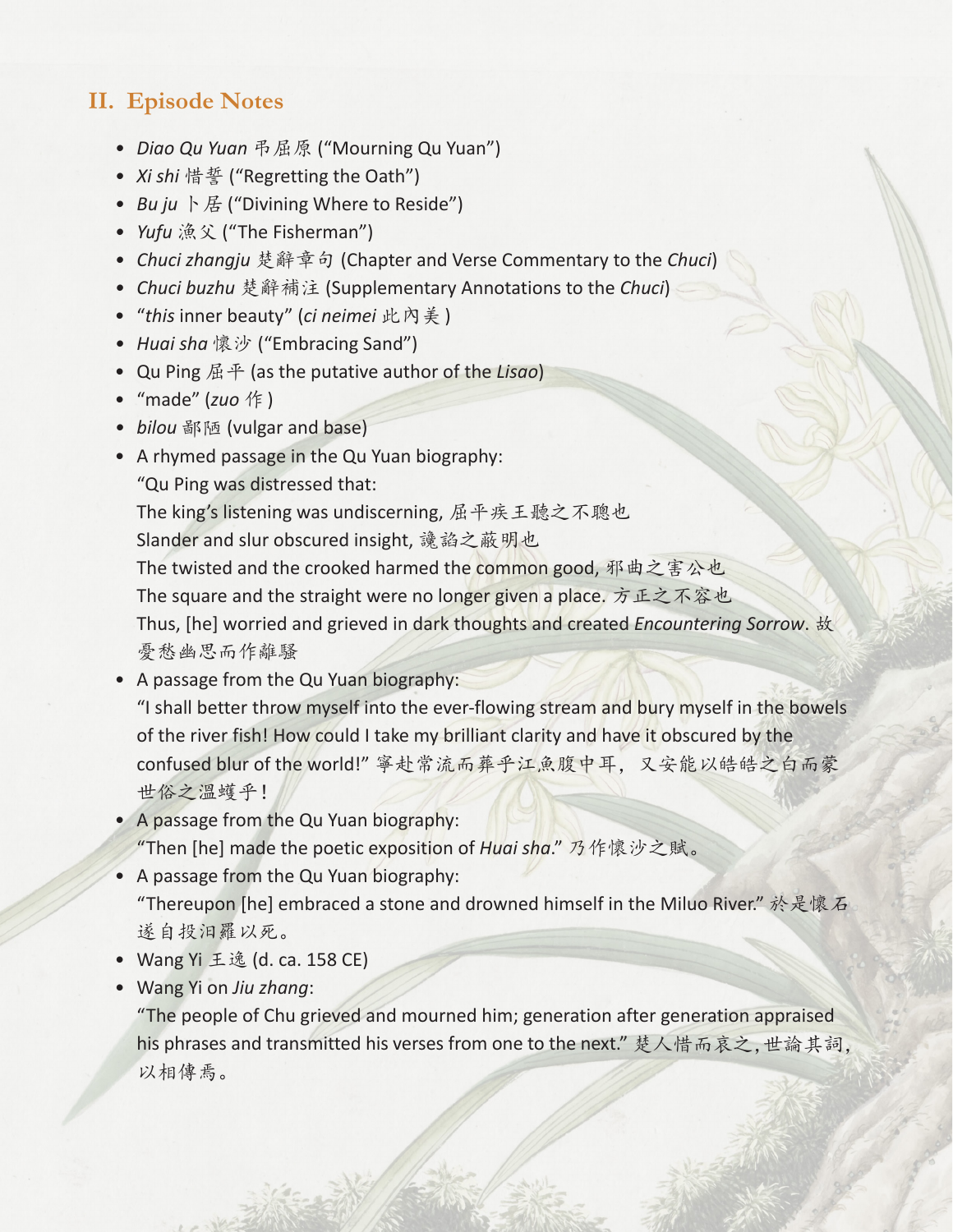## II. Episode Notes

- *Diao Qu Yuan* 弔屈原 ("Mourning Qu Yuan")
- *Xi shi* 惜誓 ("Regretting the Oath")
- *Bu ju* 卜居 ("Divining Where to Reside")
- *Yufu* 漁父 ("The Fisherman")
- *Chuci zhangju* 楚辭章句 (Chapter and Verse Commentary to the *Chuci*)
- *Chuci buzhu* 楚辭補注 (Supplementary Annotations to the *Chuci*)
- "*this* inner beauty" (*ci neimei* 此內美 )
- *Huai sha* 懷沙 ("Embracing Sand")
- Qu Ping 屈平 (as the putative author of the *Lisao*)
- "made" (*zuo* 作 )
- *bilou* 鄙陋 (vulgar and base)
- A rhymed passage in the Qu Yuan biography:
  "Qu Ping was distressed that:
  The king's listening was undiscerning, 屈平疾王聽之不聰也
  Slander and slur obscured insight, 讒諂之蔽明也
  The twisted and the crooked harmed the common good, 邪曲之害公也
  The square and the straight were no longer given a place. 方正之不容也
  Thus, [he] worried and grieved in dark thoughts and created *Encountering Sorrow*. 故憂愁幽思而作離騷
- A passage from the Qu Yuan biography:
  "I shall better throw myself into the ever-flowing stream and bury myself in the bowels of the river fish! How could I take my brilliant clarity and have it obscured by the confused blur of the world!" 寧赴常流而葬乎江魚腹中耳，又安能以皓皓之白而蒙世俗之溫蠖乎!
- A passage from the Qu Yuan biography:
  "Then [he] made the poetic exposition of *Huai sha*." 乃作懷沙之賦。
- A passage from the Qu Yuan biography:
  "Thereupon [he] embraced a stone and drowned himself in the Miluo River." 於是懷石遂自投汨羅以死。
- Wang Yi 王逸 (d. ca. 158 CE)
- Wang Yi on *Jiu zhang*:
  "The people of Chu grieved and mourned him; generation after generation appraised his phrases and transmitted his verses from one to the next." 楚人惜而哀之,世論其詞,以相傳焉。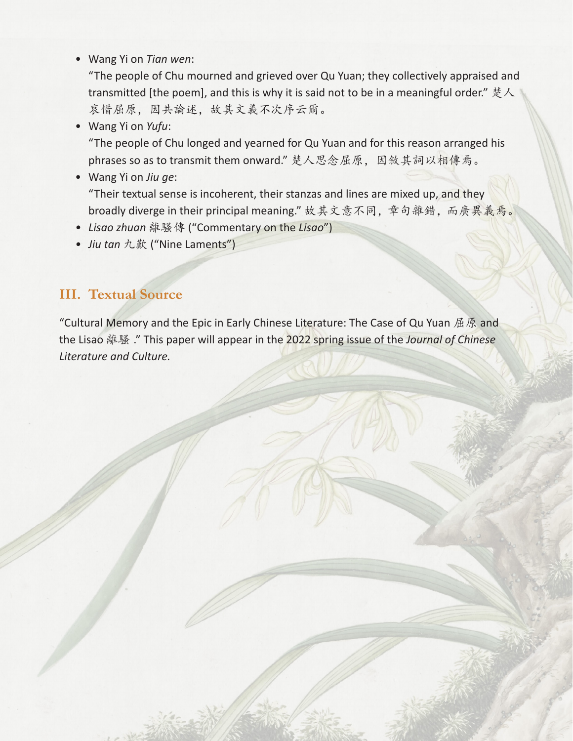- Wang Yi on *Tian wen*:

  "The people of Chu mourned and grieved over Qu Yuan; they collectively appraised and transmitted [the poem], and this is why it is said not to be in a meaningful order." 楚人哀惜屈原，因共論述，故其文義不次序云爾。
- Wang Yi on *Yufu*:

  "The people of Chu longed and yearned for Qu Yuan and for this reason arranged his phrases so as to transmit them onward." 楚人思念屈原，因敘其詞以相傳焉。
- Wang Yi on *Jiu ge*:

  "Their textual sense is incoherent, their stanzas and lines are mixed up, and they broadly diverge in their principal meaning." 故其文意不同，章句雜錯，而廣異義焉。
- *Lisao zhuan* 離騷傳 ("Commentary on the *Lisao*")
- *Jiu tan* 九歎 ("Nine Laments")

## III. Textual Source

"Cultural Memory and the Epic in Early Chinese Literature: The Case of Qu Yuan 屈原 and the Lisao 離騷." This paper will appear in the 2022 spring issue of the *Journal of Chinese Literature and Culture.*